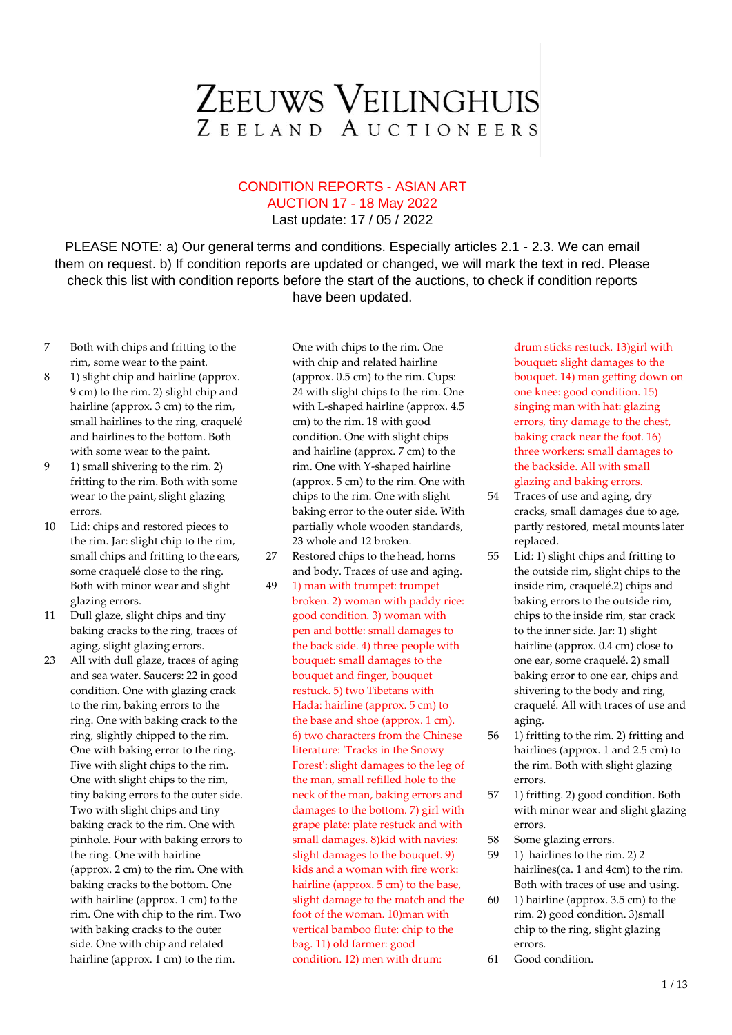# ZEEUWS VEILINGHUIS

ZEELAND AUCTIONEERS

## CONDITION REPORTS - ASIAN ART
## AUCTION 17 - 18 May 2022

Last update: 17 / 05 / 2022

PLEASE NOTE: a) Our general terms and conditions. Especially articles 2.1 - 2.3. We can email them on request. b) If condition reports are updated or changed, we will mark the text in red. Please check this list with condition reports before the start of the auctions, to check if condition reports have been updated.

7 Both with chips and fritting to the rim, some wear to the paint.

8 1) slight chip and hairline (approx. 9 cm) to the rim. 2) slight chip and hairline (approx. 3 cm) to the rim, small hairlines to the ring, craquelé and hairlines to the bottom. Both with some wear to the paint.

9 1) small shivering to the rim. 2) fritting to the rim. Both with some wear to the paint, slight glazing errors.

10 Lid: chips and restored pieces to the rim. Jar: slight chip to the rim, small chips and fritting to the ears, some craquelé close to the ring. Both with minor wear and slight glazing errors.

11 Dull glaze, slight chips and tiny baking cracks to the ring, traces of aging, slight glazing errors.

23 All with dull glaze, traces of aging and sea water. Saucers: 22 in good condition. One with glazing crack to the rim, baking errors to the ring. One with baking crack to the ring, slightly chipped to the rim. One with baking error to the ring. Five with slight chips to the rim. One with slight chips to the rim, tiny baking errors to the outer side. Two with slight chips and tiny baking crack to the rim. One with pinhole. Four with baking errors to the ring. One with hairline (approx. 2 cm) to the rim. One with baking cracks to the bottom. One with hairline (approx. 1 cm) to the rim. One with chip to the rim. Two with baking cracks to the outer side. One with chip and related hairline (approx. 1 cm) to the rim. One with chips to the rim. One with chip and related hairline (approx. 0.5 cm) to the rim. Cups: 24 with slight chips to the rim. One with L-shaped hairline (approx. 4.5 cm) to the rim. 18 with good condition. One with slight chips and hairline (approx. 7 cm) to the rim. One with Y-shaped hairline (approx. 5 cm) to the rim. One with chips to the rim. One with slight baking error to the outer side. With partially whole wooden standards, 23 whole and 12 broken.

27 Restored chips to the head, horns and body. Traces of use and aging.

49 1) man with trumpet: trumpet broken. 2) woman with paddy rice: good condition. 3) woman with pen and bottle: small damages to the back side. 4) three people with bouquet: small damages to the bouquet and finger, bouquet restuck. 5) two Tibetans with Hada: hairline (approx. 5 cm) to the base and shoe (approx. 1 cm). 6) two characters from the Chinese literature: 'Tracks in the Snowy Forest': slight damages to the leg of the man, small refilled hole to the neck of the man, baking errors and damages to the bottom. 7) girl with grape plate: plate restuck and with small damages. 8)kid with navies: slight damages to the bouquet. 9) kids and a woman with fire work: hairline (approx. 5 cm) to the base, slight damage to the match and the foot of the woman. 10)man with vertical bamboo flute: chip to the bag. 11) old farmer: good condition. 12) men with drum: drum sticks restuck. 13)girl with bouquet: slight damages to the bouquet. 14) man getting down on one knee: good condition. 15) singing man with hat: glazing errors, tiny damage to the chest, baking crack near the foot. 16) three workers: small damages to the backside. All with small glazing and baking errors.

54 Traces of use and aging, dry cracks, small damages due to age, partly restored, metal mounts later replaced.

55 Lid: 1) slight chips and fritting to the outside rim, slight chips to the inside rim, craquelé.2) chips and baking errors to the outside rim, chips to the inside rim, star crack to the inner side. Jar: 1) slight hairline (approx. 0.4 cm) close to one ear, some craquelé. 2) small baking error to one ear, chips and shivering to the body and ring, craquelé. All with traces of use and aging.

56 1) fritting to the rim. 2) fritting and hairlines (approx. 1 and 2.5 cm) to the rim. Both with slight glazing errors.

57 1) fritting. 2) good condition. Both with minor wear and slight glazing errors.

58 Some glazing errors.

59 1) hairlines to the rim. 2) 2 hairlines(ca. 1 and 4cm) to the rim. Both with traces of use and using.

60 1) hairline (approx. 3.5 cm) to the rim. 2) good condition. 3)small chip to the ring, slight glazing errors.

61 Good condition.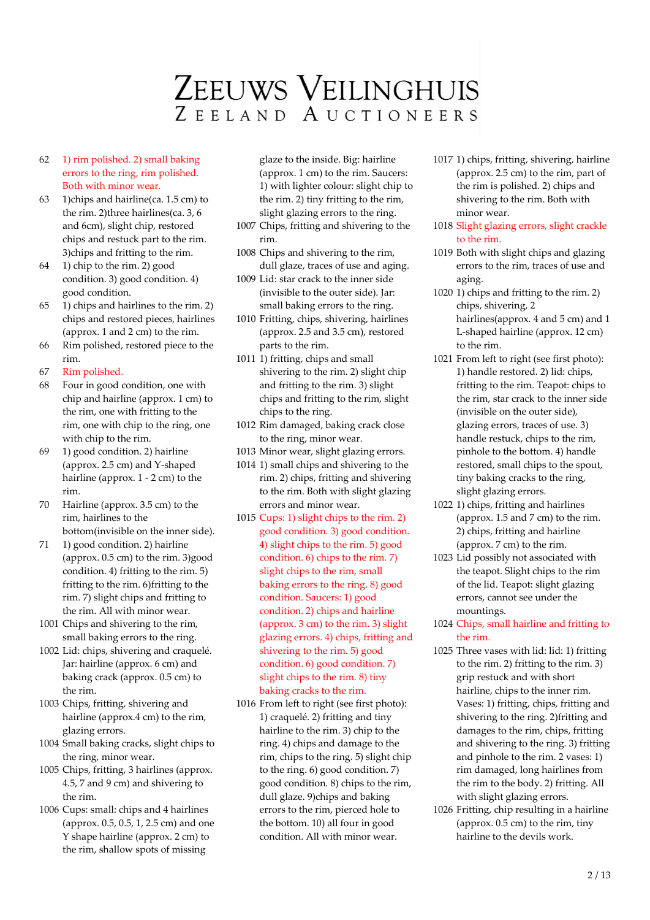# ZEEUWS VEILINGHUIS
## ZEELAND AUCTIONEERS

62 1) rim polished. 2) small baking errors to the ring, rim polished. Both with minor wear.

63 1)chips and hairline(ca. 1.5 cm) to the rim. 2)three hairlines(ca. 3, 6 and 6cm), slight chip, restored chips and restuck part to the rim. 3)chips and fritting to the rim.

64 1) chip to the rim. 2) good condition. 3) good condition. 4) good condition.

65 1) chips and hairlines to the rim. 2) chips and restored pieces, hairlines (approx. 1 and 2 cm) to the rim.

66 Rim polished, restored piece to the rim.

67 Rim polished.

68 Four in good condition, one with chip and hairline (approx. 1 cm) to the rim, one with fritting to the rim, one with chip to the ring, one with chip to the rim.

69 1) good condition. 2) hairline (approx. 2.5 cm) and Y-shaped hairline (approx. 1 - 2 cm) to the rim.

70 Hairline (approx. 3.5 cm) to the rim, hairlines to the bottom(invisible on the inner side).

71 1) good condition. 2) hairline (approx. 0.5 cm) to the rim. 3)good condition. 4) fritting to the rim. 5) fritting to the rim. 6)fritting to the rim. 7) slight chips and fritting to the rim. All with minor wear.

1001 Chips and shivering to the rim, small baking errors to the ring.

1002 Lid: chips, shivering and craquelé. Jar: hairline (approx. 6 cm) and baking crack (approx. 0.5 cm) to the rim.

1003 Chips, fritting, shivering and hairline (approx.4 cm) to the rim, glazing errors.

1004 Small baking cracks, slight chips to the ring, minor wear.

1005 Chips, fritting, 3 hairlines (approx. 4.5, 7 and 9 cm) and shivering to the rim.

1006 Cups: small: chips and 4 hairlines (approx. 0.5, 0.5, 1, 2.5 cm) and one Y shape hairline (approx. 2 cm) to the rim, shallow spots of missing glaze to the inside. Big: hairline (approx. 1 cm) to the rim. Saucers: 1) with lighter colour: slight chip to the rim. 2) tiny fritting to the rim, slight glazing errors to the ring.

1007 Chips, fritting and shivering to the rim.

1008 Chips and shivering to the rim, dull glaze, traces of use and aging.

1009 Lid: star crack to the inner side (invisible to the outer side). Jar: small baking errors to the ring.

1010 Fritting, chips, shivering, hairlines (approx. 2.5 and 3.5 cm), restored parts to the rim.

1011 1) fritting, chips and small shivering to the rim. 2) slight chip and fritting to the rim. 3) slight chips and fritting to the rim, slight chips to the ring.

1012 Rim damaged, baking crack close to the ring, minor wear.

1013 Minor wear, slight glazing errors.

1014 1) small chips and shivering to the rim. 2) chips, fritting and shivering to the rim. Both with slight glazing errors and minor wear.

1015 Cups: 1) slight chips to the rim. 2) good condition. 3) good condition. 4) slight chips to the rim. 5) good condition. 6) chips to the rim. 7) slight chips to the rim, small baking errors to the ring. 8) good condition. Saucers: 1) good condition. 2) chips and hairline (approx. 3 cm) to the rim. 3) slight glazing errors. 4) chips, fritting and shivering to the rim. 5) good condition. 6) good condition. 7) slight chips to the rim. 8) tiny baking cracks to the rim.

1016 From left to right (see first photo): 1) craquelé. 2) fritting and tiny hairline to the rim. 3) chip to the ring. 4) chips and damage to the rim, chips to the ring. 5) slight chip to the ring. 6) good condition. 7) good condition. 8) chips to the rim, dull glaze. 9)chips and baking errors to the rim, pierced hole to the bottom. 10) all four in good condition. All with minor wear.

1017 1) chips, fritting, shivering, hairline (approx. 2.5 cm) to the rim, part of the rim is polished. 2) chips and shivering to the rim. Both with minor wear.

1018 Slight glazing errors, slight crackle to the rim.

1019 Both with slight chips and glazing errors to the rim, traces of use and aging.

1020 1) chips and fritting to the rim. 2) chips, shivering, 2 hairlines(approx. 4 and 5 cm) and 1 L-shaped hairline (approx. 12 cm) to the rim.

1021 From left to right (see first photo): 1) handle restored. 2) lid: chips, fritting to the rim. Teapot: chips to the rim, star crack to the inner side (invisible on the outer side), glazing errors, traces of use. 3) handle restuck, chips to the rim, pinhole to the bottom. 4) handle restored, small chips to the spout, tiny baking cracks to the ring, slight glazing errors.

1022 1) chips, fritting and hairlines (approx. 1.5 and 7 cm) to the rim. 2) chips, fritting and hairline (approx. 7 cm) to the rim.

1023 Lid possibly not associated with the teapot. Slight chips to the rim of the lid. Teapot: slight glazing errors, cannot see under the mountings.

1024 Chips, small hairline and fritting to the rim.

1025 Three vases with lid: lid: 1) fritting to the rim. 2) fritting to the rim. 3) grip restuck and with short hairline, chips to the inner rim. Vases: 1) fritting, chips, fritting and shivering to the ring. 2)fritting and damages to the rim, chips, fritting and shivering to the ring. 3) fritting and pinhole to the rim. 2 vases: 1) rim damaged, long hairlines from the rim to the body. 2) fritting. All with slight glazing errors.

1026 Fritting, chip resulting in a hairline (approx. 0.5 cm) to the rim, tiny hairline to the devils work.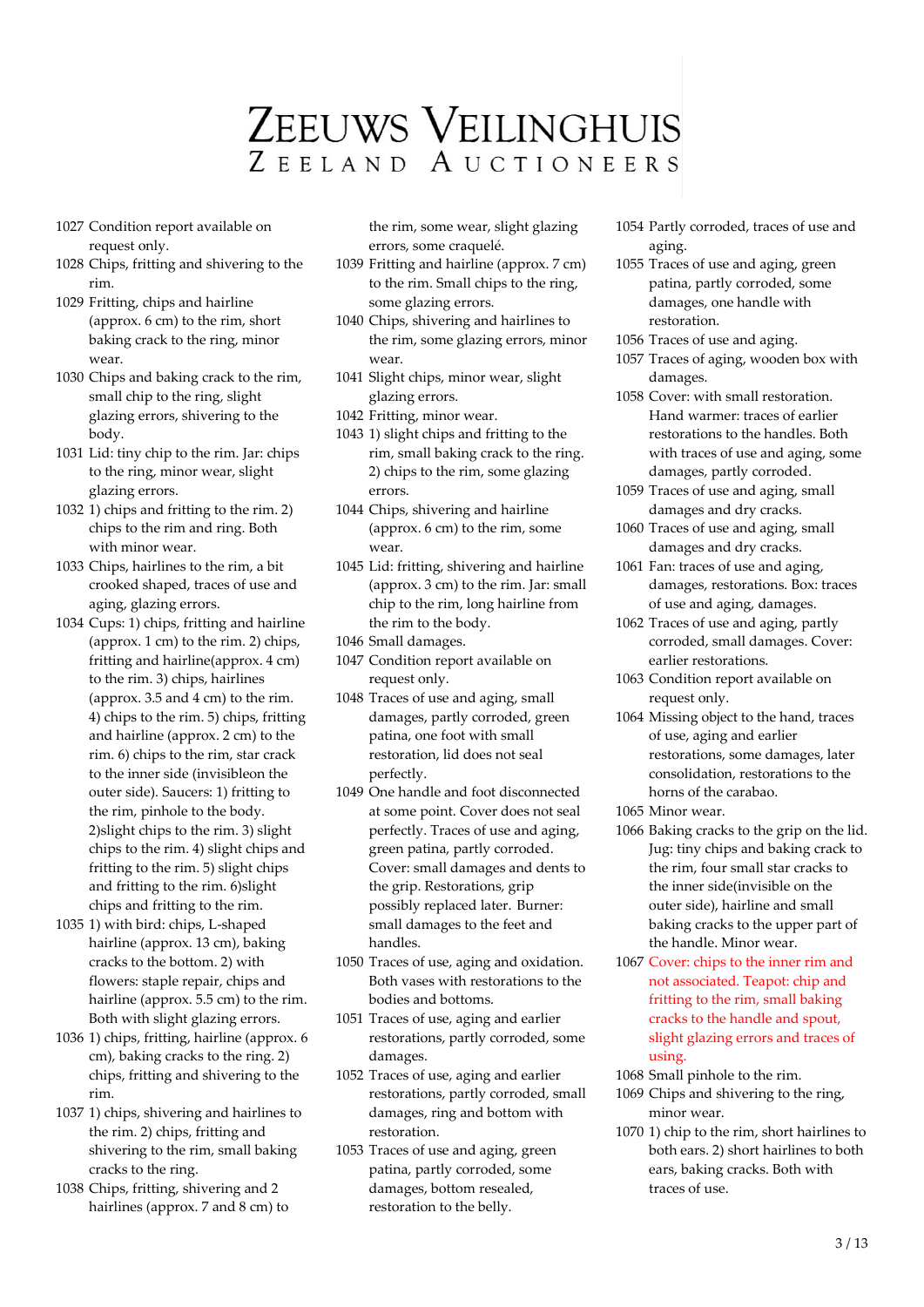# ZEEUWS VEILINGHUIS

ZEELAND AUCTIONEERS

1027 Condition report available on request only.

1028 Chips, fritting and shivering to the rim.

1029 Fritting, chips and hairline (approx. 6 cm) to the rim, short baking crack to the ring, minor wear.

1030 Chips and baking crack to the rim, small chip to the ring, slight glazing errors, shivering to the body.

1031 Lid: tiny chip to the rim. Jar: chips to the ring, minor wear, slight glazing errors.

1032 1) chips and fritting to the rim. 2) chips to the rim and ring. Both with minor wear.

1033 Chips, hairlines to the rim, a bit crooked shaped, traces of use and aging, glazing errors.

1034 Cups: 1) chips, fitting and hairline (approx. 1 cm) to the rim. 2) chips, fritting and hairline(approx. 4 cm) to the rim. 3) chips, hairlines (approx. 3.5 and 4 cm) to the rim. 4) chips to the rim. 5) chips, fritting and hairline (approx. 2 cm) to the rim. 6) chips to the rim, star crack to the inner side (invisibleon the outer side). Saucers: 1) fritting to the rim, pinhole to the body. 2)slight chips to the rim. 3) slight chips to the rim. 4) slight chips and fritting to the rim. 5) slight chips and fritting to the rim. 6)slight chips and fritting to the rim.

1035 1) with bird: chips, L-shaped hairline (approx. 13 cm), baking cracks to the bottom. 2) with flowers: staple repair, chips and hairline (approx. 5.5 cm) to the rim. Both with slight glazing errors.

1036 1) chips, fritting, hairline (approx. 6 cm), baking cracks to the ring. 2) chips, fritting and shivering to the rim.

1037 1) chips, shivering and hairlines to the rim. 2) chips, fritting and shivering to the rim, small baking cracks to the ring.

1038 Chips, fritting, shivering and 2 hairlines (approx. 7 and 8 cm) to the rim, some wear, slight glazing errors, some craquelé.

1039 Fritting and hairline (approx. 7 cm) to the rim. Small chips to the ring, some glazing errors.

1040 Chips, shivering and hairlines to the rim, some glazing errors, minor wear.

1041 Slight chips, minor wear, slight glazing errors.

1042 Fritting, minor wear.

1043 1) slight chips and fritting to the rim, small baking crack to the ring. 2) chips to the rim, some glazing errors.

1044 Chips, shivering and hairline (approx. 6 cm) to the rim, some wear.

1045 Lid: fritting, shivering and hairline (approx. 3 cm) to the rim. Jar: small chip to the rim, long hairline from the rim to the body.

1046 Small damages.

1047 Condition report available on request only.

1048 Traces of use and aging, small damages, partly corroded, green patina, one foot with small restoration, lid does not seal perfectly.

1049 One handle and foot disconnected at some point. Cover does not seal perfectly. Traces of use and aging, green patina, partly corroded. Cover: small damages and dents to the grip. Restorations, grip possibly replaced later. Burner: small damages to the feet and handles.

1050 Traces of use, aging and oxidation. Both vases with restorations to the bodies and bottoms.

1051 Traces of use, aging and earlier restorations, partly corroded, some damages.

1052 Traces of use, aging and earlier restorations, partly corroded, small damages, ring and bottom with restoration.

1053 Traces of use and aging, green patina, partly corroded, some damages, bottom resealed, restoration to the belly.

1054 Partly corroded, traces of use and aging.

1055 Traces of use and aging, green patina, partly corroded, some damages, one handle with restoration.

1056 Traces of use and aging.

1057 Traces of aging, wooden box with damages.

1058 Cover: with small restoration. Hand warmer: traces of earlier restorations to the handles. Both with traces of use and aging, some damages, partly corroded.

1059 Traces of use and aging, small damages and dry cracks.

1060 Traces of use and aging, small damages and dry cracks.

1061 Fan: traces of use and aging, damages, restorations. Box: traces of use and aging, damages.

1062 Traces of use and aging, partly corroded, small damages. Cover: earlier restorations.

1063 Condition report available on request only.

1064 Missing object to the hand, traces of use, aging and earlier restorations, some damages, later consolidation, restorations to the horns of the carabao.

1065 Minor wear.

1066 Baking cracks to the grip on the lid. Jug: tiny chips and baking crack to the rim, four small star cracks to the inner side(invisible on the outer side), hairline and small baking cracks to the upper part of the handle. Minor wear.

1067 Cover: chips to the inner rim and not associated. Teapot: chip and fritting to the rim, small baking cracks to the handle and spout, slight glazing errors and traces of using.

1068 Small pinhole to the rim.

1069 Chips and shivering to the ring, minor wear.

1070 1) chip to the rim, short hairlines to both ears. 2) short hairlines to both ears, baking cracks. Both with traces of use.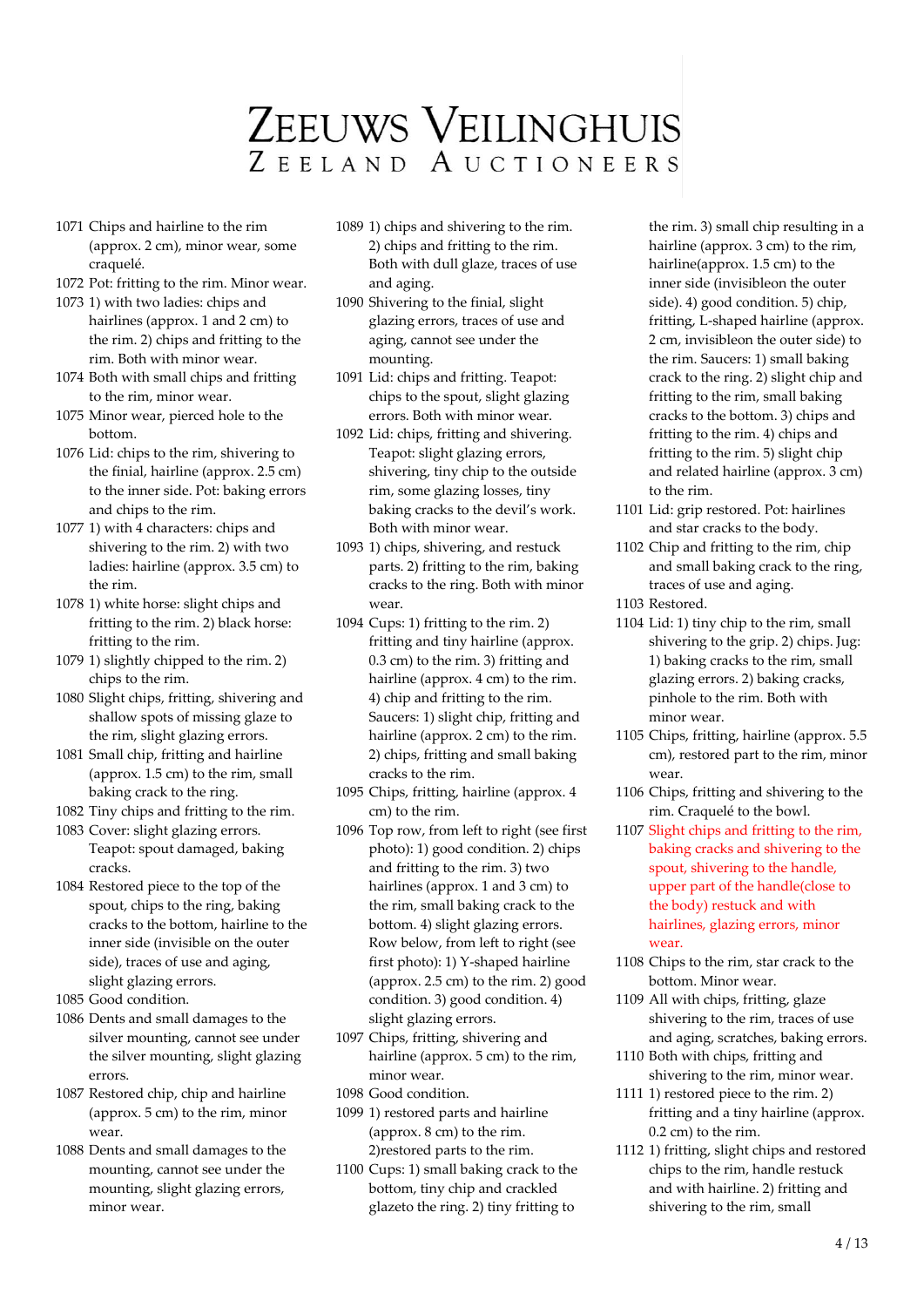# ZEEUWS VEILINGHUIS
ZEELAND AUCTIONEERS

1071 Chips and hairline to the rim (approx. 2 cm), minor wear, some craquelé.

1072 Pot: fritting to the rim. Minor wear.

1073 1) with two ladies: chips and hairlines (approx. 1 and 2 cm) to the rim. 2) chips and fritting to the rim. Both with minor wear.

1074 Both with small chips and fritting to the rim, minor wear.

1075 Minor wear, pierced hole to the bottom.

1076 Lid: chips to the rim, shivering to the finial, hairline (approx. 2.5 cm) to the inner side. Pot: baking errors and chips to the rim.

1077 1) with 4 characters: chips and shivering to the rim. 2) with two ladies: hairline (approx. 3.5 cm) to the rim.

1078 1) white horse: slight chips and fritting to the rim. 2) black horse: fritting to the rim.

1079 1) slightly chipped to the rim. 2) chips to the rim.

1080 Slight chips, fritting, shivering and shallow spots of missing glaze to the rim, slight glazing errors.

1081 Small chip, fritting and hairline (approx. 1.5 cm) to the rim, small baking crack to the ring.

1082 Tiny chips and fritting to the rim.

1083 Cover: slight glazing errors. Teapot: spout damaged, baking cracks.

1084 Restored piece to the top of the spout, chips to the ring, baking cracks to the bottom, hairline to the inner side (invisible on the outer side), traces of use and aging, slight glazing errors.

1085 Good condition.

1086 Dents and small damages to the silver mounting, cannot see under the silver mounting, slight glazing errors.

1087 Restored chip, chip and hairline (approx. 5 cm) to the rim, minor wear.

1088 Dents and small damages to the mounting, cannot see under the mounting, slight glazing errors, minor wear.

1089 1) chips and shivering to the rim. 2) chips and fritting to the rim. Both with dull glaze, traces of use and aging.

1090 Shivering to the finial, slight glazing errors, traces of use and aging, cannot see under the mounting.

1091 Lid: chips and fritting. Teapot: chips to the spout, slight glazing errors. Both with minor wear.

1092 Lid: chips, fritting and shivering. Teapot: slight glazing errors, shivering, tiny chip to the outside rim, some glazing losses, tiny baking cracks to the devil's work. Both with minor wear.

1093 1) chips, shivering, and restuck parts. 2) fritting to the rim, baking cracks to the ring. Both with minor wear.

1094 Cups: 1) fritting to the rim. 2) fritting and tiny hairline (approx. 0.3 cm) to the rim. 3) fritting and hairline (approx. 4 cm) to the rim. 4) chip and fritting to the rim. Saucers: 1) slight chip, fritting and hairline (approx. 2 cm) to the rim. 2) chips, fritting and small baking cracks to the rim.

1095 Chips, fritting, hairline (approx. 4 cm) to the rim.

1096 Top row, from left to right (see first photo): 1) good condition. 2) chips and fritting to the rim. 3) two hairlines (approx. 1 and 3 cm) to the rim, small baking crack to the bottom. 4) slight glazing errors. Row below, from left to right (see first photo): 1) Y-shaped hairline (approx. 2.5 cm) to the rim. 2) good condition. 3) good condition. 4) slight glazing errors.

1097 Chips, fritting, shivering and hairline (approx. 5 cm) to the rim, minor wear.

1098 Good condition.

1099 1) restored parts and hairline (approx. 8 cm) to the rim. 2)restored parts to the rim.

1100 Cups: 1) small baking crack to the bottom, tiny chip and crackled glazeto the ring. 2) tiny fritting to the rim. 3) small chip resulting in a hairline (approx. 3 cm) to the rim, hairline(approx. 1.5 cm) to the inner side (invisibleon the outer side). 4) good condition. 5) chip, fritting, L-shaped hairline (approx. 2 cm, invisibleon the outer side) to the rim. Saucers: 1) small baking crack to the ring. 2) slight chip and fritting to the rim, small baking cracks to the bottom. 3) chips and fritting to the rim. 4) chips and fritting to the rim. 5) slight chip and related hairline (approx. 3 cm) to the rim.

1101 Lid: grip restored. Pot: hairlines and star cracks to the body.

1102 Chip and fritting to the rim, chip and small baking crack to the ring, traces of use and aging.

1103 Restored.

1104 Lid: 1) tiny chip to the rim, small shivering to the grip. 2) chips. Jug: 1) baking cracks to the rim, small glazing errors. 2) baking cracks, pinhole to the rim. Both with minor wear.

1105 Chips, fritting, hairline (approx. 5.5 cm), restored part to the rim, minor wear.

1106 Chips, fritting and shivering to the rim. Craquelé to the bowl.

1107 Slight chips and fritting to the rim, baking cracks and shivering to the spout, shivering to the handle, upper part of the handle(close to the body) restuck and with hairlines, glazing errors, minor wear.

1108 Chips to the rim, star crack to the bottom. Minor wear.

1109 All with chips, fritting, glaze shivering to the rim, traces of use and aging, scratches, baking errors.

1110 Both with chips, fritting and shivering to the rim, minor wear.

1111 1) restored piece to the rim. 2) fritting and a tiny hairline (approx. 0.2 cm) to the rim.

1112 1) fritting, slight chips and restored chips to the rim, handle restuck and with hairline. 2) fritting and shivering to the rim, small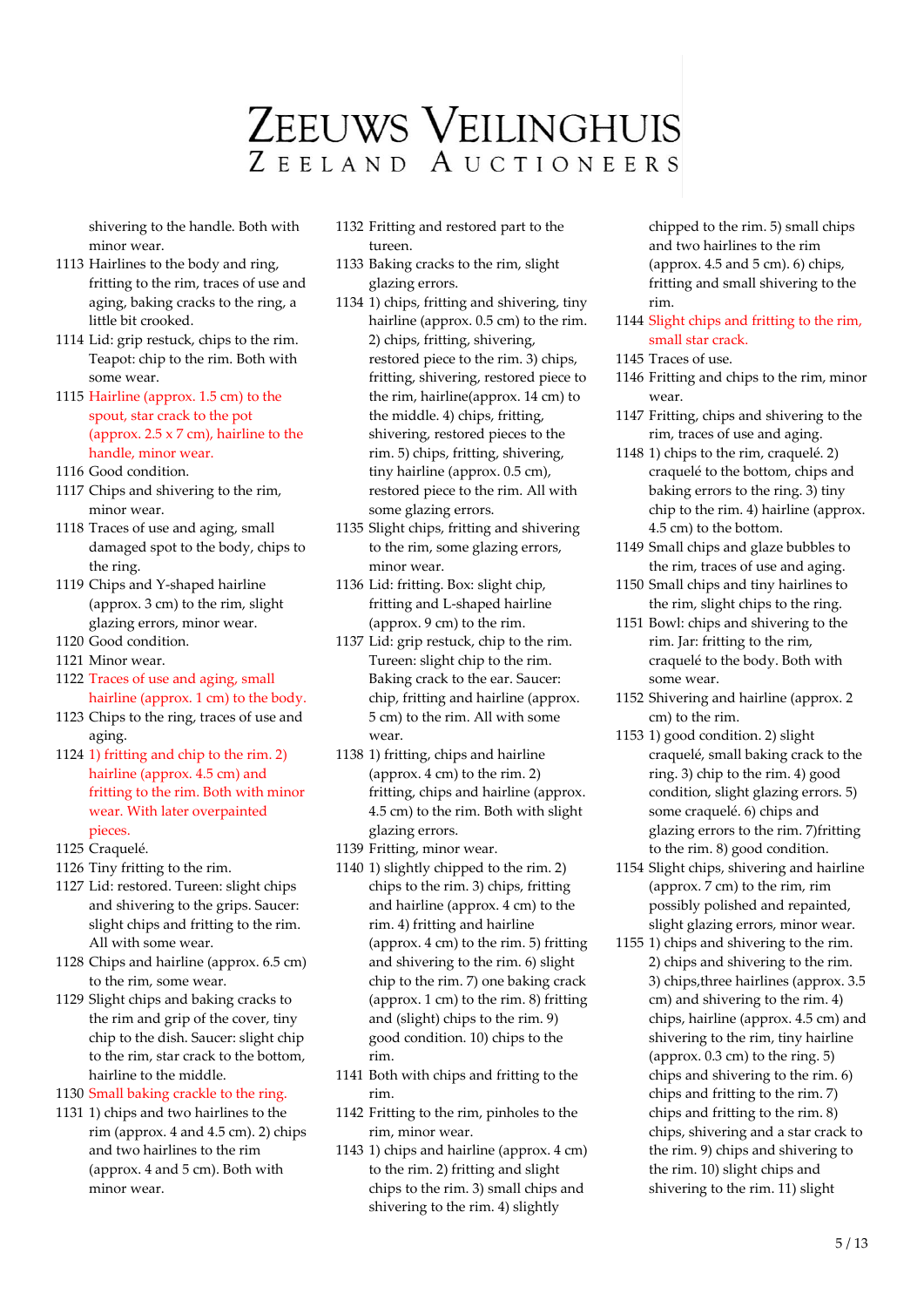# ZEEUWS VEILINGHUIS

ZEELAND AUCTIONEERS

shivering to the handle. Both with minor wear.

1113 Hairlines to the body and ring, fritting to the rim, traces of use and aging, baking cracks to the ring, a little bit crooked.

1114 Lid: grip restuck, chips to the rim. Teapot: chip to the rim. Both with some wear.

1115 Hairline (approx. 1.5 cm) to the spout, star crack to the pot (approx. 2.5 x 7 cm), hairline to the handle, minor wear.

1116 Good condition.

1117 Chips and shivering to the rim, minor wear.

1118 Traces of use and aging, small damaged spot to the body, chips to the ring.

1119 Chips and Y-shaped hairline (approx. 3 cm) to the rim, slight glazing errors, minor wear.

1120 Good condition.

1121 Minor wear.

1122 Traces of use and aging, small hairline (approx. 1 cm) to the body.

1123 Chips to the ring, traces of use and aging.

1124 1) fritting and chip to the rim. 2) hairline (approx. 4.5 cm) and fritting to the rim. Both with minor wear. With later overpainted pieces.

1125 Craquelé.

1126 Tiny fritting to the rim.

1127 Lid: restored. Tureen: slight chips and shivering to the grips. Saucer: slight chips and fritting to the rim. All with some wear.

1128 Chips and hairline (approx. 6.5 cm) to the rim, some wear.

1129 Slight chips and baking cracks to the rim and grip of the cover, tiny chip to the dish. Saucer: slight chip to the rim, star crack to the bottom, hairline to the middle.

1130 Small baking crackle to the ring.

1131 1) chips and two hairlines to the rim (approx. 4 and 4.5 cm). 2) chips and two hairlines to the rim (approx. 4 and 5 cm). Both with minor wear.

1132 Fritting and restored part to the tureen.

1133 Baking cracks to the rim, slight glazing errors.

1134 1) chips, fritting and shivering, tiny hairline (approx. 0.5 cm) to the rim. 2) chips, fritting, shivering, restored piece to the rim. 3) chips, fritting, shivering, restored piece to the rim, hairline(approx. 14 cm) to the middle. 4) chips, fritting, shivering, restored pieces to the rim. 5) chips, fritting, shivering, tiny hairline (approx. 0.5 cm), restored piece to the rim. All with some glazing errors.

1135 Slight chips, fritting and shivering to the rim, some glazing errors, minor wear.

1136 Lid: fritting. Box: slight chip, fritting and L-shaped hairline (approx. 9 cm) to the rim.

1137 Lid: grip restuck, chip to the rim. Tureen: slight chip to the rim. Baking crack to the ear. Saucer: chip, fritting and hairline (approx. 5 cm) to the rim. All with some wear.

1138 1) fritting, chips and hairline (approx. 4 cm) to the rim. 2) fritting, chips and hairline (approx. 4.5 cm) to the rim. Both with slight glazing errors.

1139 Fritting, minor wear.

1140 1) slightly chipped to the rim. 2) chips to the rim. 3) chips, fritting and hairline (approx. 4 cm) to the rim. 4) fritting and hairline (approx. 4 cm) to the rim. 5) fritting and shivering to the rim. 6) slight chip to the rim. 7) one baking crack (approx. 1 cm) to the rim. 8) fritting and (slight) chips to the rim. 9) good condition. 10) chips to the rim.

1141 Both with chips and fritting to the rim.

1142 Fritting to the rim, pinholes to the rim, minor wear.

1143 1) chips and hairline (approx. 4 cm) to the rim. 2) fritting and slight chips to the rim. 3) small chips and shivering to the rim. 4) slightly chipped to the rim. 5) small chips and two hairlines to the rim (approx. 4.5 and 5 cm). 6) chips, fritting and small shivering to the rim.

1144 Slight chips and fritting to the rim, small star crack.

1145 Traces of use.

1146 Fritting and chips to the rim, minor wear.

1147 Fritting, chips and shivering to the rim, traces of use and aging.

1148 1) chips to the rim, craquelé. 2) craquelé to the bottom, chips and baking errors to the ring. 3) tiny chip to the rim. 4) hairline (approx. 4.5 cm) to the bottom.

1149 Small chips and glaze bubbles to the rim, traces of use and aging.

1150 Small chips and tiny hairlines to the rim, slight chips to the ring.

1151 Bowl: chips and shivering to the rim. Jar: fritting to the rim, craquelé to the body. Both with some wear.

1152 Shivering and hairline (approx. 2 cm) to the rim.

1153 1) good condition. 2) slight craquelé, small baking crack to the ring. 3) chip to the rim. 4) good condition, slight glazing errors. 5) some craquelé. 6) chips and glazing errors to the rim. 7)fritting to the rim. 8) good condition.

1154 Slight chips, shivering and hairline (approx. 7 cm) to the rim, rim possibly polished and repainted, slight glazing errors, minor wear.

1155 1) chips and shivering to the rim. 2) chips and shivering to the rim. 3) chips,three hairlines (approx. 3.5 cm) and shivering to the rim. 4) chips, hairline (approx. 4.5 cm) and shivering to the rim, tiny hairline (approx. 0.3 cm) to the ring. 5) chips and shivering to the rim. 6) chips and fritting to the rim. 7) chips and fritting to the rim. 8) chips, shivering and a star crack to the rim. 9) chips and shivering to the rim. 10) slight chips and shivering to the rim. 11) slight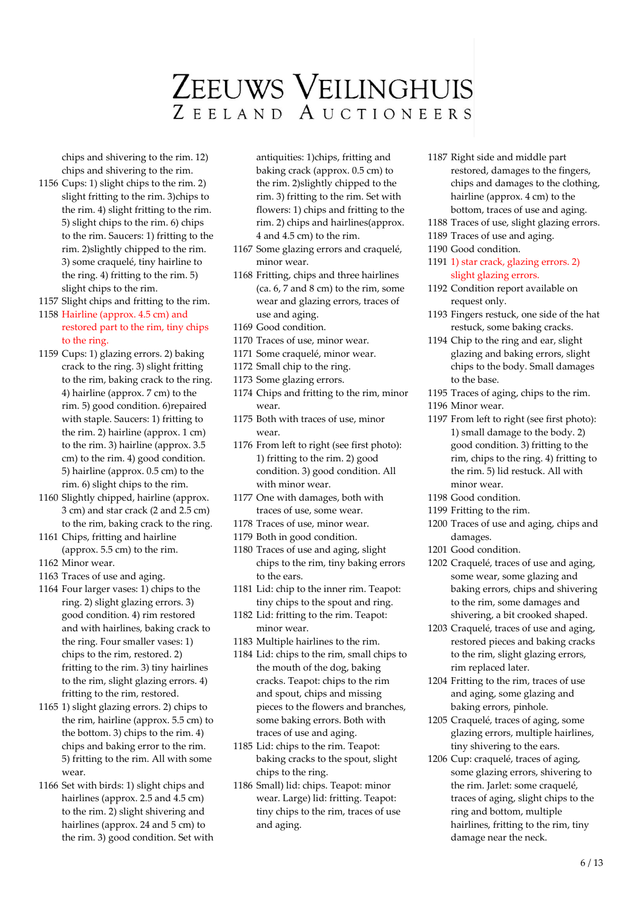# Zeeuws Veilinghuis

Zeeland Auctioneers

chips and shivering to the rim. 12) chips and shivering to the rim.

1156 Cups: 1) slight chips to the rim. 2) slight fritting to the rim. 3)chips to the rim. 4) slight fritting to the rim. 5) slight chips to the rim. 6) chips to the rim. Saucers: 1) fritting to the rim. 2)slightly chipped to the rim. 3) some craquelé, tiny hairline to the ring. 4) fritting to the rim. 5) slight chips to the rim.

1157 Slight chips and fritting to the rim.

1158 Hairline (approx. 4.5 cm) and restored part to the rim, tiny chips to the ring.

1159 Cups: 1) glazing errors. 2) baking crack to the ring. 3) slight fritting to the rim, baking crack to the ring. 4) hairline (approx. 7 cm) to the rim. 5) good condition. 6)repaired with staple. Saucers: 1) fritting to the rim. 2) hairline (approx. 1 cm) to the rim. 3) hairline (approx. 3.5 cm) to the rim. 4) good condition. 5) hairline (approx. 0.5 cm) to the rim. 6) slight chips to the rim.

1160 Slightly chipped, hairline (approx. 3 cm) and star crack (2 and 2.5 cm) to the rim, baking crack to the ring.

1161 Chips, fritting and hairline (approx. 5.5 cm) to the rim.

1162 Minor wear.

1163 Traces of use and aging.

1164 Four larger vases: 1) chips to the ring. 2) slight glazing errors. 3) good condition. 4) rim restored and with hairlines, baking crack to the ring. Four smaller vases: 1) chips to the rim, restored. 2) fritting to the rim. 3) tiny hairlines to the rim, slight glazing errors. 4) fritting to the rim, restored.

1165 1) slight glazing errors. 2) chips to the rim, hairline (approx. 5.5 cm) to the bottom. 3) chips to the rim. 4) chips and baking error to the rim. 5) fritting to the rim. All with some wear.

1166 Set with birds: 1) slight chips and hairlines (approx. 2.5 and 4.5 cm) to the rim. 2) slight shivering and hairlines (approx. 24 and 5 cm) to the rim. 3) good condition. Set with antiquities: 1)chips, fritting and baking crack (approx. 0.5 cm) to the rim. 2)slightly chipped to the rim. 3) fritting to the rim. Set with flowers: 1) chips and fritting to the rim. 2) chips and hairlines(approx. 4 and 4.5 cm) to the rim.

1167 Some glazing errors and craquelé, minor wear.

1168 Fritting, chips and three hairlines (ca. 6, 7 and 8 cm) to the rim, some wear and glazing errors, traces of use and aging.

1169 Good condition.

1170 Traces of use, minor wear.

1171 Some craquelé, minor wear.

1172 Small chip to the ring.

1173 Some glazing errors.

1174 Chips and fritting to the rim, minor wear.

1175 Both with traces of use, minor wear.

1176 From left to right (see first photo): 1) fritting to the rim. 2) good condition. 3) good condition. All with minor wear.

1177 One with damages, both with traces of use, some wear.

1178 Traces of use, minor wear.

1179 Both in good condition.

1180 Traces of use and aging, slight chips to the rim, tiny baking errors to the ears.

1181 Lid: chip to the inner rim. Teapot: tiny chips to the spout and ring.

1182 Lid: fritting to the rim. Teapot: minor wear.

1183 Multiple hairlines to the rim.

1184 Lid: chips to the rim, small chips to the mouth of the dog, baking cracks. Teapot: chips to the rim and spout, chips and missing pieces to the flowers and branches, some baking errors. Both with traces of use and aging.

1185 Lid: chips to the rim. Teapot: baking cracks to the spout, slight chips to the ring.

1186 Small) lid: chips. Teapot: minor wear. Large) lid: fritting. Teapot: tiny chips to the rim, traces of use and aging.

1187 Right side and middle part restored, damages to the fingers, chips and damages to the clothing, hairline (approx. 4 cm) to the bottom, traces of use and aging.

1188 Traces of use, slight glazing errors.

1189 Traces of use and aging.

1190 Good condition.

1191 1) star crack, glazing errors. 2) slight glazing errors.

1192 Condition report available on request only.

1193 Fingers restuck, one side of the hat restuck, some baking cracks.

1194 Chip to the ring and ear, slight glazing and baking errors, slight chips to the body. Small damages to the base.

1195 Traces of aging, chips to the rim.

1196 Minor wear.

1197 From left to right (see first photo): 1) small damage to the body. 2) good condition. 3) fritting to the rim, chips to the ring. 4) fritting to the rim. 5) lid restuck. All with minor wear.

1198 Good condition.

1199 Fritting to the rim.

1200 Traces of use and aging, chips and damages.

1201 Good condition.

1202 Craquelé, traces of use and aging, some wear, some glazing and baking errors, chips and shivering to the rim, some damages and shivering, a bit crooked shaped.

1203 Craquelé, traces of use and aging, restored pieces and baking cracks to the rim, slight glazing errors, rim replaced later.

1204 Fritting to the rim, traces of use and aging, some glazing and baking errors, pinhole.

1205 Craquelé, traces of aging, some glazing errors, multiple hairlines, tiny shivering to the ears.

1206 Cup: craquelé, traces of aging, some glazing errors, shivering to the rim. Jarlet: some craquelé, traces of aging, slight chips to the ring and bottom, multiple hairlines, fritting to the rim, tiny damage near the neck.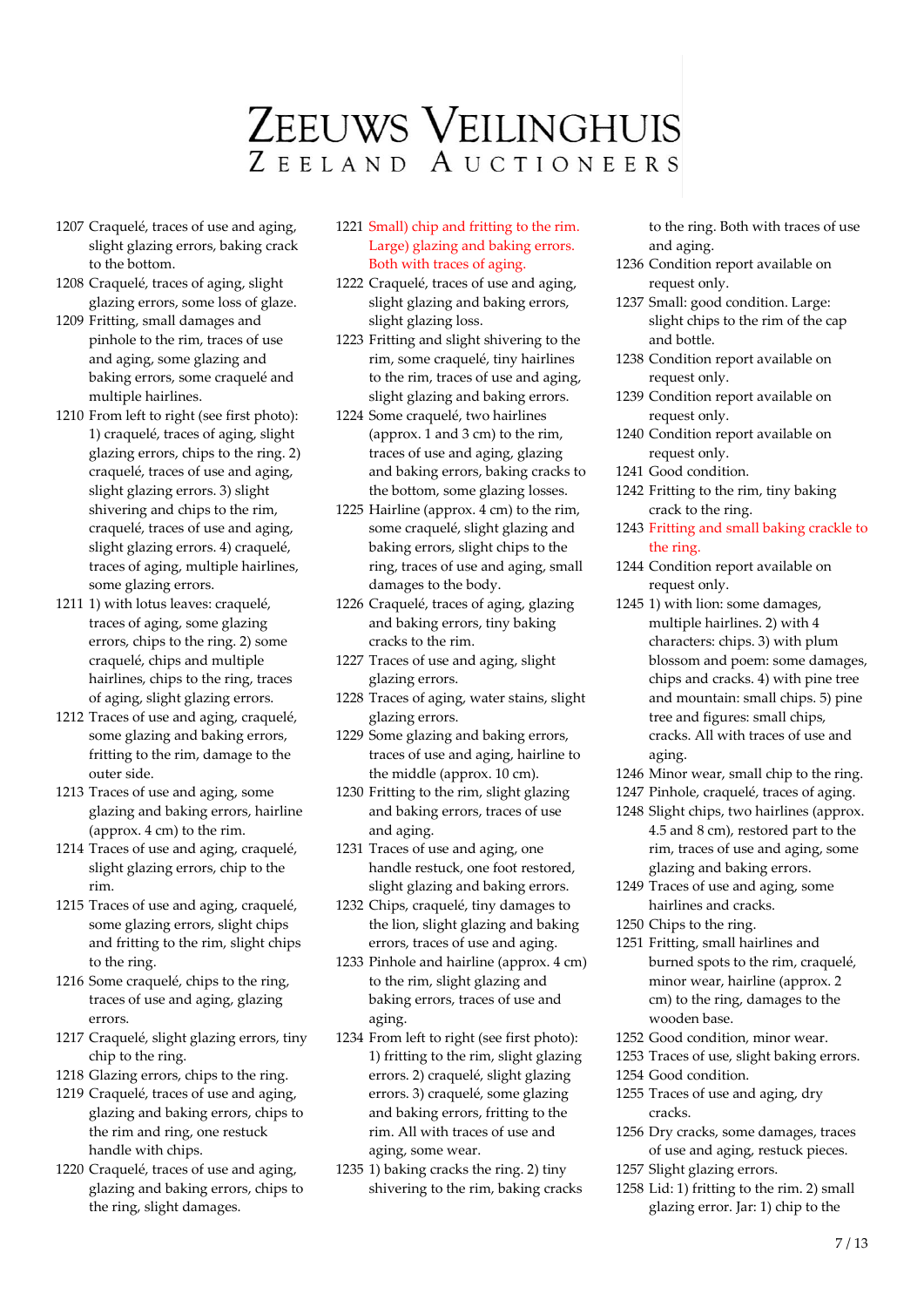# Zeeuws Veilinghuis
## Zeeland Auctioneers

1207 Craquelé, traces of use and aging, slight glazing errors, baking crack to the bottom.

1208 Craquelé, traces of aging, slight glazing errors, some loss of glaze.

1209 Fritting, small damages and pinhole to the rim, traces of use and aging, some glazing and baking errors, some craquelé and multiple hairlines.

1210 From left to right (see first photo): 1) craquelé, traces of aging, slight glazing errors, chips to the ring. 2) craquelé, traces of use and aging, slight glazing errors. 3) slight shivering and chips to the rim, craquelé, traces of use and aging, slight glazing errors. 4) craquelé, traces of aging, multiple hairlines, some glazing errors.

1211 1) with lotus leaves: craquelé, traces of aging, some glazing errors, chips to the ring. 2) some craquelé, chips and multiple hairlines, chips to the ring, traces of aging, slight glazing errors.

1212 Traces of use and aging, craquelé, some glazing and baking errors, fritting to the rim, damage to the outer side.

1213 Traces of use and aging, some glazing and baking errors, hairline (approx. 4 cm) to the rim.

1214 Traces of use and aging, craquelé, slight glazing errors, chip to the rim.

1215 Traces of use and aging, craquelé, some glazing errors, slight chips and fritting to the rim, slight chips to the ring.

1216 Some craquelé, chips to the ring, traces of use and aging, glazing errors.

1217 Craquelé, slight glazing errors, tiny chip to the ring.

1218 Glazing errors, chips to the ring.

1219 Craquelé, traces of use and aging, glazing and baking errors, chips to the rim and ring, one restuck handle with chips.

1220 Craquelé, traces of use and aging, glazing and baking errors, chips to the ring, slight damages.

1221 Small) chip and fritting to the rim. Large) glazing and baking errors. Both with traces of aging.

1222 Craquelé, traces of use and aging, slight glazing and baking errors, slight glazing loss.

1223 Fritting and slight shivering to the rim, some craquelé, tiny hairlines to the rim, traces of use and aging, slight glazing and baking errors.

1224 Some craquelé, two hairlines (approx. 1 and 3 cm) to the rim, traces of use and aging, glazing and baking errors, baking cracks to the bottom, some glazing losses.

1225 Hairline (approx. 4 cm) to the rim, some craquelé, slight glazing and baking errors, slight chips to the ring, traces of use and aging, small damages to the body.

1226 Craquelé, traces of aging, glazing and baking errors, tiny baking cracks to the rim.

1227 Traces of use and aging, slight glazing errors.

1228 Traces of aging, water stains, slight glazing errors.

1229 Some glazing and baking errors, traces of use and aging, hairline to the middle (approx. 10 cm).

1230 Fritting to the rim, slight glazing and baking errors, traces of use and aging.

1231 Traces of use and aging, one handle restuck, one foot restored, slight glazing and baking errors.

1232 Chips, craquelé, tiny damages to the lion, slight glazing and baking errors, traces of use and aging.

1233 Pinhole and hairline (approx. 4 cm) to the rim, slight glazing and baking errors, traces of use and aging.

1234 From left to right (see first photo): 1) fritting to the rim, slight glazing errors. 2) craquelé, slight glazing errors. 3) craquelé, some glazing and baking errors, fritting to the rim. All with traces of use and aging, some wear.

1235 1) baking cracks the ring. 2) tiny shivering to the rim, baking cracks to the ring. Both with traces of use and aging.

1236 Condition report available on request only.

1237 Small: good condition. Large: slight chips to the rim of the cap and bottle.

1238 Condition report available on request only.

1239 Condition report available on request only.

1240 Condition report available on request only.

1241 Good condition.

1242 Fritting to the rim, tiny baking crack to the ring.

1243 Fritting and small baking crackle to the ring.

1244 Condition report available on request only.

1245 1) with lion: some damages, multiple hairlines. 2) with 4 characters: chips. 3) with plum blossom and poem: some damages, chips and cracks. 4) with pine tree and mountain: small chips. 5) pine tree and figures: small chips, cracks. All with traces of use and aging.

1246 Minor wear, small chip to the ring.

1247 Pinhole, craquelé, traces of aging.

1248 Slight chips, two hairlines (approx. 4.5 and 8 cm), restored part to the rim, traces of use and aging, some glazing and baking errors.

1249 Traces of use and aging, some hairlines and cracks.

1250 Chips to the ring.

1251 Fritting, small hairlines and burned spots to the rim, craquelé, minor wear, hairline (approx. 2 cm) to the ring, damages to the wooden base.

1252 Good condition, minor wear.

1253 Traces of use, slight baking errors.

1254 Good condition.

1255 Traces of use and aging, dry cracks.

1256 Dry cracks, some damages, traces of use and aging, restuck pieces.

1257 Slight glazing errors.

1258 Lid: 1) fritting to the rim. 2) small glazing error. Jar: 1) chip to the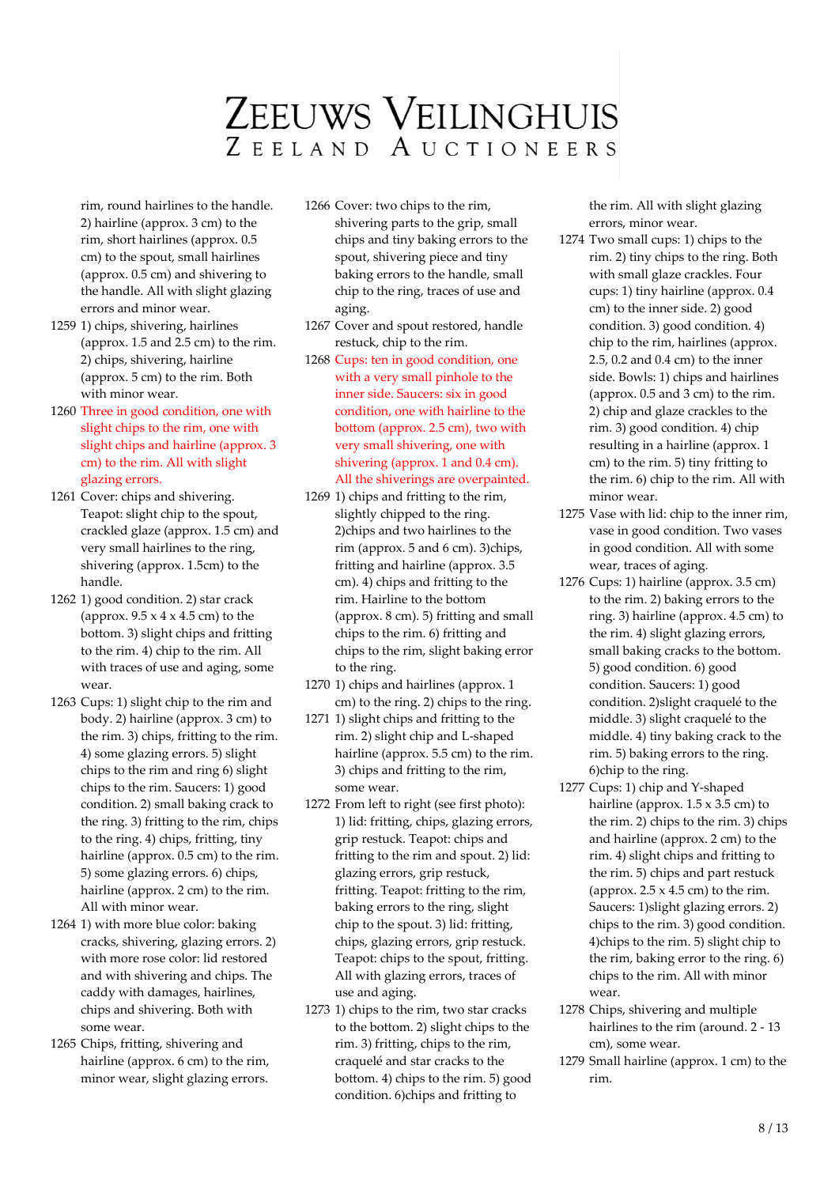rim, round hairlines to the handle. 2) hairline (approx. 3 cm) to the rim, short hairlines (approx. 0.5 cm) to the spout, small hairlines (approx. 0.5 cm) and shivering to the handle. All with slight glazing errors and minor wear.

1259 1) chips, shivering, hairlines (approx. 1.5 and 2.5 cm) to the rim. 2) chips, shivering, hairline (approx. 5 cm) to the rim. Both with minor wear.

1260 Three in good condition, one with slight chips to the rim, one with slight chips and hairline (approx. 3 cm) to the rim. All with slight glazing errors.

1261 Cover: chips and shivering. Teapot: slight chip to the spout, crackled glaze (approx. 1.5 cm) and very small hairlines to the ring, shivering (approx. 1.5cm) to the handle.

1262 1) good condition. 2) star crack (approx. 9.5 x 4 x 4.5 cm) to the bottom. 3) slight chips and fritting to the rim. 4) chip to the rim. All with traces of use and aging, some wear.

1263 Cups: 1) slight chip to the rim and body. 2) hairline (approx. 3 cm) to the rim. 3) chips, fritting to the rim. 4) some glazing errors. 5) slight chips to the rim and ring 6) slight chips to the rim. Saucers: 1) good condition. 2) small baking crack to the ring. 3) fritting to the rim, chips to the ring. 4) chips, fritting, tiny hairline (approx. 0.5 cm) to the rim. 5) some glazing errors. 6) chips, hairline (approx. 2 cm) to the rim. All with minor wear.

1264 1) with more blue color: baking cracks, shivering, glazing errors. 2) with more rose color: lid restored and with shivering and chips. The caddy with damages, hairlines, chips and shivering. Both with some wear.

1265 Chips, fritting, shivering and hairline (approx. 6 cm) to the rim, minor wear, slight glazing errors.

1266 Cover: two chips to the rim, shivering parts to the grip, small chips and tiny baking errors to the spout, shivering piece and tiny baking errors to the handle, small chip to the ring, traces of use and aging.

1267 Cover and spout restored, handle restuck, chip to the rim.

1268 Cups: ten in good condition, one with a very small pinhole to the inner side. Saucers: six in good condition, one with hairline to the bottom (approx. 2.5 cm), two with very small shivering, one with shivering (approx. 1 and 0.4 cm). All the shiverings are overpainted.

1269 1) chips and fritting to the rim, slightly chipped to the ring. 2)chips and two hairlines to the rim (approx. 5 and 6 cm). 3)chips, fritting and hairline (approx. 3.5 cm). 4) chips and fritting to the rim. Hairline to the bottom (approx. 8 cm). 5) fritting and small chips to the rim. 6) fritting and chips to the rim, slight baking error to the ring.

1270 1) chips and hairlines (approx. 1 cm) to the ring. 2) chips to the ring.

1271 1) slight chips and fritting to the rim. 2) slight chip and L-shaped hairline (approx. 5.5 cm) to the rim. 3) chips and fritting to the rim, some wear.

1272 From left to right (see first photo): 1) lid: fritting, chips, glazing errors, grip restuck. Teapot: chips and fritting to the rim and spout. 2) lid: glazing errors, grip restuck, fritting. Teapot: fritting to the rim, baking errors to the ring, slight chip to the spout. 3) lid: fritting, chips, glazing errors, grip restuck. Teapot: chips to the spout, fritting. All with glazing errors, traces of use and aging.

1273 1) chips to the rim, two star cracks to the bottom. 2) slight chips to the rim. 3) fritting, chips to the rim, craquelé and star cracks to the bottom. 4) chips to the rim. 5) good condition. 6)chips and fritting to the rim. All with slight glazing errors, minor wear.

1274 Two small cups: 1) chips to the rim. 2) tiny chips to the ring. Both with small glaze crackles. Four cups: 1) tiny hairline (approx. 0.4 cm) to the inner side. 2) good condition. 3) good condition. 4) chip to the rim, hairlines (approx. 2.5, 0.2 and 0.4 cm) to the inner side. Bowls: 1) chips and hairlines (approx. 0.5 and 3 cm) to the rim. 2) chip and glaze crackles to the rim. 3) good condition. 4) chip resulting in a hairline (approx. 1 cm) to the rim. 5) tiny fritting to the rim. 6) chip to the rim. All with minor wear.

1275 Vase with lid: chip to the inner rim, vase in good condition. Two vases in good condition. All with some wear, traces of aging.

1276 Cups: 1) hairline (approx. 3.5 cm) to the rim. 2) baking errors to the ring. 3) hairline (approx. 4.5 cm) to the rim. 4) slight glazing errors, small baking cracks to the bottom. 5) good condition. 6) good condition. Saucers: 1) good condition. 2)slight craquelé to the middle. 3) slight craquelé to the middle. 4) tiny baking crack to the rim. 5) baking errors to the ring. 6)chip to the ring.

1277 Cups: 1) chip and Y-shaped hairline (approx. 1.5 x 3.5 cm) to the rim. 2) chips to the rim. 3) chips and hairline (approx. 2 cm) to the rim. 4) slight chips and fritting to the rim. 5) chips and part restuck (approx. 2.5 x 4.5 cm) to the rim. Saucers: 1)slight glazing errors. 2) chips to the rim. 3) good condition. 4)chips to the rim. 5) slight chip to the rim, baking error to the ring. 6) chips to the rim. All with minor wear.

1278 Chips, shivering and multiple hairlines to the rim (around. 2 - 13 cm), some wear.

1279 Small hairline (approx. 1 cm) to the rim.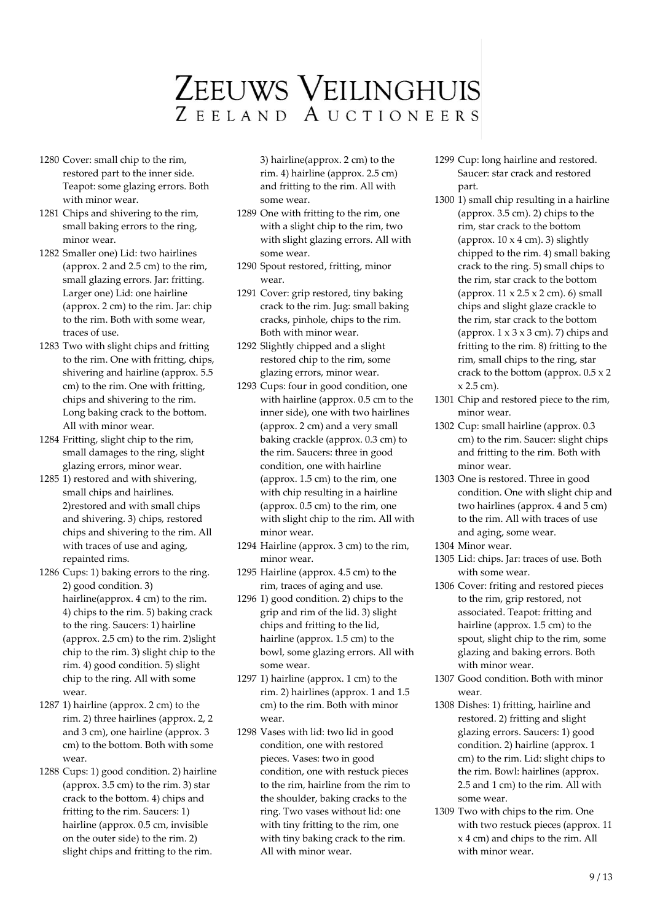# ZEEUWS VEILINGHUIS
ZEELAND AUCTIONEERS

1280 Cover: small chip to the rim, restored part to the inner side. Teapot: some glazing errors. Both with minor wear.

1281 Chips and shivering to the rim, small baking errors to the ring, minor wear.

1282 Smaller one) Lid: two hairlines (approx. 2 and 2.5 cm) to the rim, small glazing errors. Jar: fritting. Larger one) Lid: one hairline (approx. 2 cm) to the rim. Jar: chip to the rim. Both with some wear, traces of use.

1283 Two with slight chips and fritting to the rim. One with fritting, chips, shivering and hairline (approx. 5.5 cm) to the rim. One with fritting, chips and shivering to the rim. Long baking crack to the bottom. All with minor wear.

1284 Fritting, slight chip to the rim, small damages to the ring, slight glazing errors, minor wear.

1285 1) restored and with shivering, small chips and hairlines. 2)restored and with small chips and shivering. 3) chips, restored chips and shivering to the rim. All with traces of use and aging, repainted rims.

1286 Cups: 1) baking errors to the ring. 2) good condition. 3) hairline(approx. 4 cm) to the rim. 4) chips to the rim. 5) baking crack to the ring. Saucers: 1) hairline (approx. 2.5 cm) to the rim. 2)slight chip to the rim. 3) slight chip to the rim. 4) good condition. 5) slight chip to the ring. All with some wear.

1287 1) hairline (approx. 2 cm) to the rim. 2) three hairlines (approx. 2, 2 and 3 cm), one hairline (approx. 3 cm) to the bottom. Both with some wear.

1288 Cups: 1) good condition. 2) hairline (approx. 3.5 cm) to the rim. 3) star crack to the bottom. 4) chips and fritting to the rim. Saucers: 1) hairline (approx. 0.5 cm, invisible on the outer side) to the rim. 2) slight chips and fritting to the rim. 3) hairline(approx. 2 cm) to the rim. 4) hairline (approx. 2.5 cm) and fritting to the rim. All with some wear.

1289 One with fritting to the rim, one with a slight chip to the rim, two with slight glazing errors. All with some wear.

1290 Spout restored, fritting, minor wear.

1291 Cover: grip restored, tiny baking crack to the rim. Jug: small baking cracks, pinhole, chips to the rim. Both with minor wear.

1292 Slightly chipped and a slight restored chip to the rim, some glazing errors, minor wear.

1293 Cups: four in good condition, one with hairline (approx. 0.5 cm to the inner side), one with two hairlines (approx. 2 cm) and a very small baking crackle (approx. 0.3 cm) to the rim. Saucers: three in good condition, one with hairline (approx. 1.5 cm) to the rim, one with chip resulting in a hairline (approx. 0.5 cm) to the rim, one with slight chip to the rim. All with minor wear.

1294 Hairline (approx. 3 cm) to the rim, minor wear.

1295 Hairline (approx. 4.5 cm) to the rim, traces of aging and use.

1296 1) good condition. 2) chips to the grip and rim of the lid. 3) slight chips and fritting to the lid, hairline (approx. 1.5 cm) to the bowl, some glazing errors. All with some wear.

1297 1) hairline (approx. 1 cm) to the rim. 2) hairlines (approx. 1 and 1.5 cm) to the rim. Both with minor wear.

1298 Vases with lid: two lid in good condition, one with restored pieces. Vases: two in good condition, one with restuck pieces to the rim, hairline from the rim to the shoulder, baking cracks to the ring. Two vases without lid: one with tiny fritting to the rim, one with tiny baking crack to the rim. All with minor wear.

1299 Cup: long hairline and restored. Saucer: star crack and restored part.

1300 1) small chip resulting in a hairline (approx. 3.5 cm). 2) chips to the rim, star crack to the bottom (approx. 10 x 4 cm). 3) slightly chipped to the rim. 4) small baking crack to the ring. 5) small chips to the rim, star crack to the bottom (approx. 11 x 2.5 x 2 cm). 6) small chips and slight glaze crackle to the rim, star crack to the bottom (approx. 1 x 3 x 3 cm). 7) chips and fritting to the rim. 8) fritting to the rim, small chips to the ring, star crack to the bottom (approx. 0.5 x 2 x 2.5 cm).

1301 Chip and restored piece to the rim, minor wear.

1302 Cup: small hairline (approx. 0.3 cm) to the rim. Saucer: slight chips and fritting to the rim. Both with minor wear.

1303 One is restored. Three in good condition. One with slight chip and two hairlines (approx. 4 and 5 cm) to the rim. All with traces of use and aging, some wear.

1304 Minor wear.

1305 Lid: chips. Jar: traces of use. Both with some wear.

1306 Cover: friting and restored pieces to the rim, grip restored, not associated. Teapot: fritting and hairline (approx. 1.5 cm) to the spout, slight chip to the rim, some glazing and baking errors. Both with minor wear.

1307 Good condition. Both with minor wear.

1308 Dishes: 1) fritting, hairline and restored. 2) fritting and slight glazing errors. Saucers: 1) good condition. 2) hairline (approx. 1 cm) to the rim. Lid: slight chips to the rim. Bowl: hairlines (approx. 2.5 and 1 cm) to the rim. All with some wear.

1309 Two with chips to the rim. One with two restuck pieces (approx. 11 x 4 cm) and chips to the rim. All with minor wear.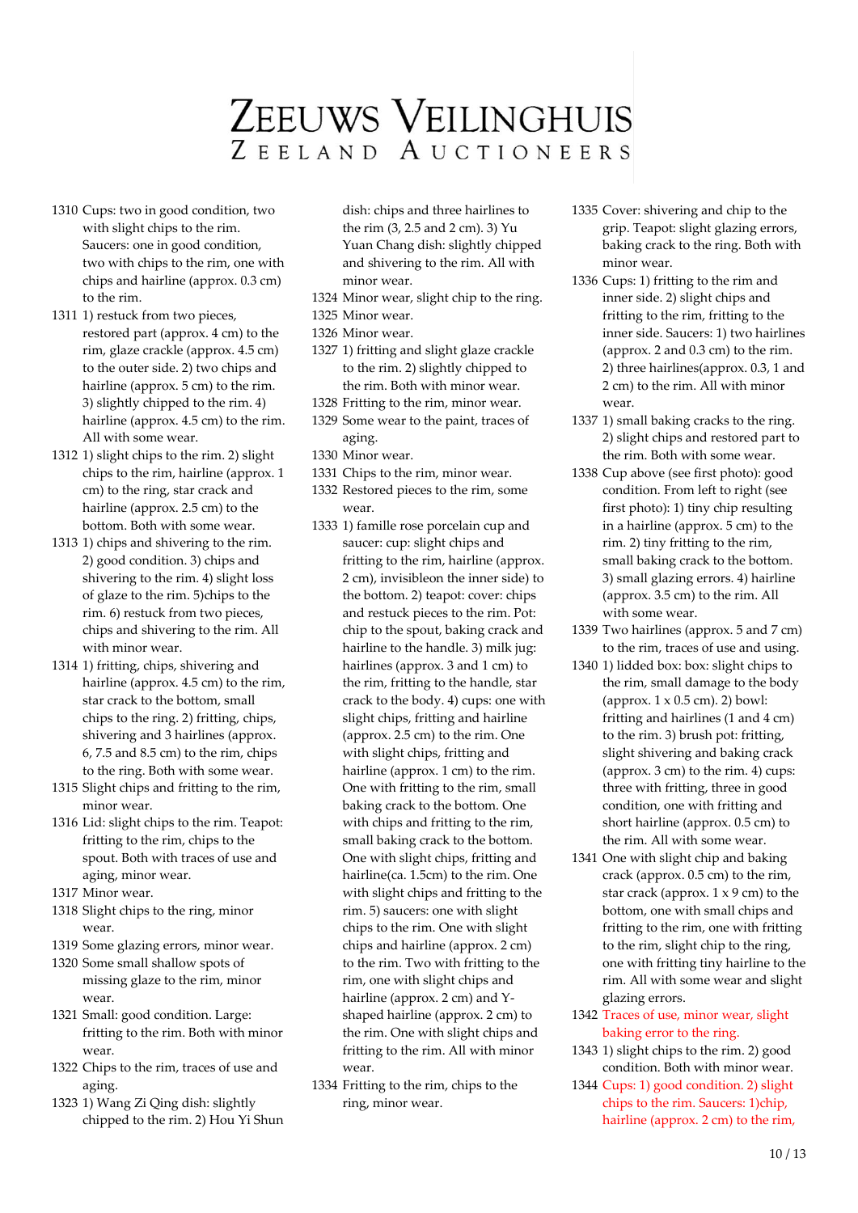# ZEEUWS VEILINGHUIS
## ZEELAND AUCTIONEERS

1310 Cups: two in good condition, two with slight chips to the rim. Saucers: one in good condition, two with chips to the rim, one with chips and hairline (approx. 0.3 cm) to the rim.

1311 1) restuck from two pieces, restored part (approx. 4 cm) to the rim, glaze crackle (approx. 4.5 cm) to the outer side. 2) two chips and hairline (approx. 5 cm) to the rim. 3) slightly chipped to the rim. 4) hairline (approx. 4.5 cm) to the rim. All with some wear.

1312 1) slight chips to the rim. 2) slight chips to the rim, hairline (approx. 1 cm) to the ring, star crack and hairline (approx. 2.5 cm) to the bottom. Both with some wear.

1313 1) chips and shivering to the rim. 2) good condition. 3) chips and shivering to the rim. 4) slight loss of glaze to the rim. 5)chips to the rim. 6) restuck from two pieces, chips and shivering to the rim. All with minor wear.

1314 1) fritting, chips, shivering and hairline (approx. 4.5 cm) to the rim, star crack to the bottom, small chips to the ring. 2) fritting, chips, shivering and 3 hairlines (approx. 6, 7.5 and 8.5 cm) to the rim, chips to the ring. Both with some wear.

1315 Slight chips and fritting to the rim, minor wear.

1316 Lid: slight chips to the rim. Teapot: fritting to the rim, chips to the spout. Both with traces of use and aging, minor wear.

1317 Minor wear.

1318 Slight chips to the ring, minor wear.

1319 Some glazing errors, minor wear.

1320 Some small shallow spots of missing glaze to the rim, minor wear.

1321 Small: good condition. Large: fritting to the rim. Both with minor wear.

1322 Chips to the rim, traces of use and aging.

1323 1) Wang Zi Qing dish: slightly chipped to the rim. 2) Hou Yi Shun dish: chips and three hairlines to the rim (3, 2.5 and 2 cm). 3) Yu Yuan Chang dish: slightly chipped and shivering to the rim. All with minor wear.

1324 Minor wear, slight chip to the ring.

1325 Minor wear.

1326 Minor wear.

1327 1) fritting and slight glaze crackle to the rim. 2) slightly chipped to the rim. Both with minor wear.

1328 Fritting to the rim, minor wear.

1329 Some wear to the paint, traces of aging.

1330 Minor wear.

1331 Chips to the rim, minor wear.

1332 Restored pieces to the rim, some wear.

1333 1) famille rose porcelain cup and saucer: cup: slight chips and fritting to the rim, hairline (approx. 2 cm), invisibleon the inner side) to the bottom. 2) teapot: cover: chips and restuck pieces to the rim. Pot: chip to the spout, baking crack and hairline to the handle. 3) milk jug: hairlines (approx. 3 and 1 cm) to the rim, fritting to the handle, star crack to the body. 4) cups: one with slight chips, fritting and hairline (approx. 2.5 cm) to the rim. One with slight chips, fritting and hairline (approx. 1 cm) to the rim. One with fritting to the rim, small baking crack to the bottom. One with chips and fritting to the rim, small baking crack to the bottom. One with slight chips, fritting and hairline(ca. 1.5cm) to the rim. One with slight chips and fritting to the rim. 5) saucers: one with slight chips to the rim. One with slight chips and hairline (approx. 2 cm) to the rim. Two with fritting to the rim, one with slight chips and hairline (approx. 2 cm) and Y-shaped hairline (approx. 2 cm) to the rim. One with slight chips and fritting to the rim. All with minor wear.

1334 Fritting to the rim, chips to the ring, minor wear.

1335 Cover: shivering and chip to the grip. Teapot: slight glazing errors, baking crack to the ring. Both with minor wear.

1336 Cups: 1) fritting to the rim and inner side. 2) slight chips and fritting to the rim, fritting to the inner side. Saucers: 1) two hairlines (approx. 2 and 0.3 cm) to the rim. 2) three hairlines(approx. 0.3, 1 and 2 cm) to the rim. All with minor wear.

1337 1) small baking cracks to the ring. 2) slight chips and restored part to the rim. Both with some wear.

1338 Cup above (see first photo): good condition. From left to right (see first photo): 1) tiny chip resulting in a hairline (approx. 5 cm) to the rim. 2) tiny fritting to the rim, small baking crack to the bottom. 3) small glazing errors. 4) hairline (approx. 3.5 cm) to the rim. All with some wear.

1339 Two hairlines (approx. 5 and 7 cm) to the rim, traces of use and using.

1340 1) lidded box: box: slight chips to the rim, small damage to the body (approx. 1 x 0.5 cm). 2) bowl: fritting and hairlines (1 and 4 cm) to the rim. 3) brush pot: fritting, slight shivering and baking crack (approx. 3 cm) to the rim. 4) cups: three with fritting, three in good condition, one with fritting and short hairline (approx. 0.5 cm) to the rim. All with some wear.

1341 One with slight chip and baking crack (approx. 0.5 cm) to the rim, star crack (approx. 1 x 9 cm) to the bottom, one with small chips and fritting to the rim, one with fritting to the rim, slight chip to the ring, one with fritting tiny hairline to the rim. All with some wear and slight glazing errors.

1342 Traces of use, minor wear, slight baking error to the ring.

1343 1) slight chips to the rim. 2) good condition. Both with minor wear.

1344 Cups: 1) good condition. 2) slight chips to the rim. Saucers: 1)chip, hairline (approx. 2 cm) to the rim,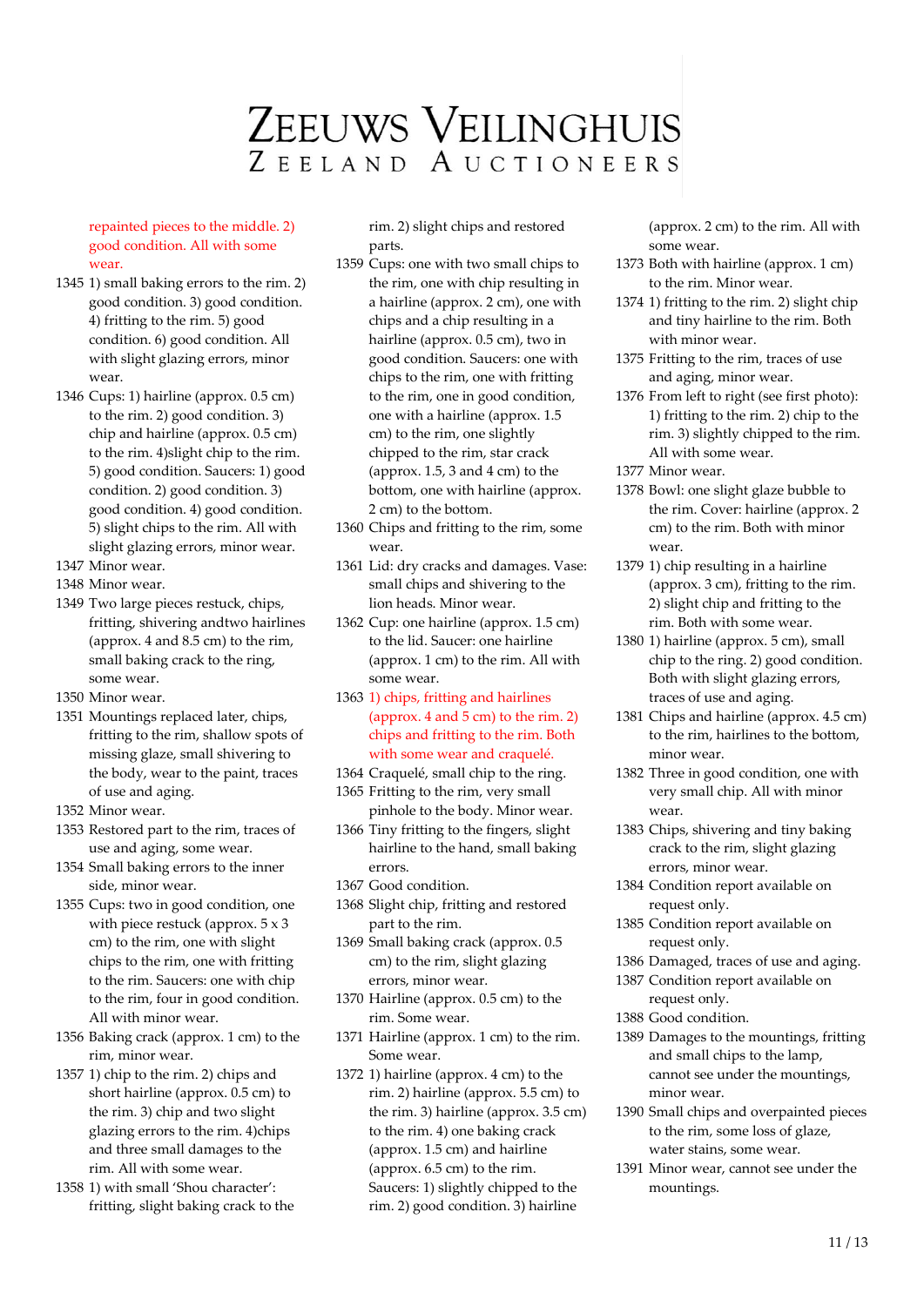repainted pieces to the middle. 2) good condition. All with some wear.

1345 1) small baking errors to the rim. 2) good condition. 3) good condition. 4) fritting to the rim. 5) good condition. 6) good condition. All with slight glazing errors, minor wear.

1346 Cups: 1) hairline (approx. 0.5 cm) to the rim. 2) good condition. 3) chip and hairline (approx. 0.5 cm) to the rim. 4)slight chip to the rim. 5) good condition. Saucers: 1) good condition. 2) good condition. 3) good condition. 4) good condition. 5) slight chips to the rim. All with slight glazing errors, minor wear.

1347 Minor wear.

1348 Minor wear.

1349 Two large pieces restuck, chips, fritting, shivering andtwo hairlines (approx. 4 and 8.5 cm) to the rim, small baking crack to the ring, some wear.

1350 Minor wear.

1351 Mountings replaced later, chips, fritting to the rim, shallow spots of missing glaze, small shivering to the body, wear to the paint, traces of use and aging.

1352 Minor wear.

1353 Restored part to the rim, traces of use and aging, some wear.

1354 Small baking errors to the inner side, minor wear.

1355 Cups: two in good condition, one with piece restuck (approx. 5 x 3 cm) to the rim, one with slight chips to the rim, one with fritting to the rim. Saucers: one with chip to the rim, four in good condition. All with minor wear.

1356 Baking crack (approx. 1 cm) to the rim, minor wear.

1357 1) chip to the rim. 2) chips and short hairline (approx. 0.5 cm) to the rim. 3) chip and two slight glazing errors to the rim. 4)chips and three small damages to the rim. All with some wear.

1358 1) with small 'Shou character': fritting, slight baking crack to the rim. 2) slight chips and restored parts.

1359 Cups: one with two small chips to the rim, one with chip resulting in a hairline (approx. 2 cm), one with chips and a chip resulting in a hairline (approx. 0.5 cm), two in good condition. Saucers: one with chips to the rim, one with fritting to the rim, one in good condition, one with a hairline (approx. 1.5 cm) to the rim, one slightly chipped to the rim, star crack (approx. 1.5, 3 and 4 cm) to the bottom, one with hairline (approx. 2 cm) to the bottom.

1360 Chips and fritting to the rim, some wear.

1361 Lid: dry cracks and damages. Vase: small chips and shivering to the lion heads. Minor wear.

1362 Cup: one hairline (approx. 1.5 cm) to the lid. Saucer: one hairline (approx. 1 cm) to the rim. All with some wear.

1363 1) chips, fritting and hairlines (approx. 4 and 5 cm) to the rim. 2) chips and fritting to the rim. Both with some wear and craquelé.

1364 Craquelé, small chip to the ring.

1365 Fritting to the rim, very small pinhole to the body. Minor wear.

1366 Tiny fritting to the fingers, slight hairline to the hand, small baking errors.

1367 Good condition.

1368 Slight chip, fritting and restored part to the rim.

1369 Small baking crack (approx. 0.5 cm) to the rim, slight glazing errors, minor wear.

1370 Hairline (approx. 0.5 cm) to the rim. Some wear.

1371 Hairline (approx. 1 cm) to the rim. Some wear.

1372 1) hairline (approx. 4 cm) to the rim. 2) hairline (approx. 5.5 cm) to the rim. 3) hairline (approx. 3.5 cm) to the rim. 4) one baking crack (approx. 1.5 cm) and hairline (approx. 6.5 cm) to the rim. Saucers: 1) slightly chipped to the rim. 2) good condition. 3) hairline (approx. 2 cm) to the rim. All with some wear.

1373 Both with hairline (approx. 1 cm) to the rim. Minor wear.

1374 1) fritting to the rim. 2) slight chip and tiny hairline to the rim. Both with minor wear.

1375 Fritting to the rim, traces of use and aging, minor wear.

1376 From left to right (see first photo): 1) fritting to the rim. 2) chip to the rim. 3) slightly chipped to the rim. All with some wear.

1377 Minor wear.

1378 Bowl: one slight glaze bubble to the rim. Cover: hairline (approx. 2 cm) to the rim. Both with minor wear.

1379 1) chip resulting in a hairline (approx. 3 cm), fritting to the rim. 2) slight chip and fritting to the rim. Both with some wear.

1380 1) hairline (approx. 5 cm), small chip to the ring. 2) good condition. Both with slight glazing errors, traces of use and aging.

1381 Chips and hairline (approx. 4.5 cm) to the rim, hairlines to the bottom, minor wear.

1382 Three in good condition, one with very small chip. All with minor wear.

1383 Chips, shivering and tiny baking crack to the rim, slight glazing errors, minor wear.

1384 Condition report available on request only.

1385 Condition report available on request only.

1386 Damaged, traces of use and aging.

1387 Condition report available on request only.

1388 Good condition.

1389 Damages to the mountings, fritting and small chips to the lamp, cannot see under the mountings, minor wear.

1390 Small chips and overpainted pieces to the rim, some loss of glaze, water stains, some wear.

1391 Minor wear, cannot see under the mountings.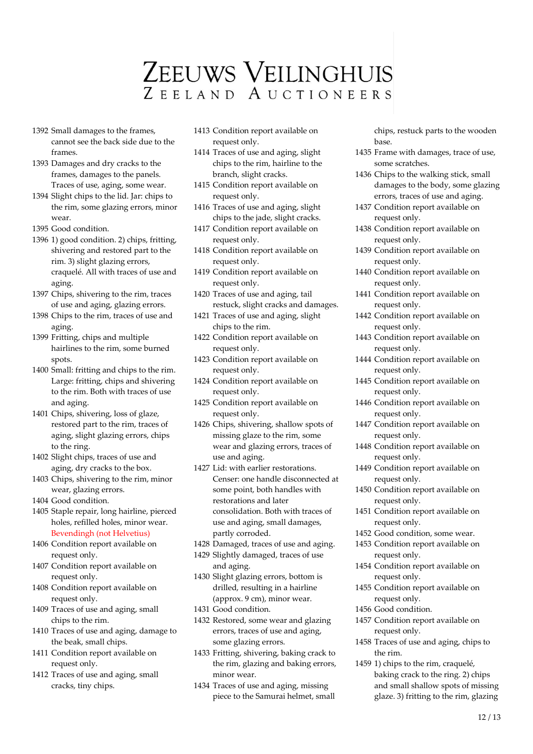# ZEEUWS VEILINGHUIS
## ZEELAND AUCTIONEERS

1392 Small damages to the frames, cannot see the back side due to the frames.
1393 Damages and dry cracks to the frames, damages to the panels. Traces of use, aging, some wear.
1394 Slight chips to the lid. Jar: chips to the rim, some glazing errors, minor wear.
1395 Good condition.
1396 1) good condition. 2) chips, fritting, shivering and restored part to the rim. 3) slight glazing errors, craquelé. All with traces of use and aging.
1397 Chips, shivering to the rim, traces of use and aging, glazing errors.
1398 Chips to the rim, traces of use and aging.
1399 Fritting, chips and multiple hairlines to the rim, some burned spots.
1400 Small: fritting and chips to the rim. Large: fritting, chips and shivering to the rim. Both with traces of use and aging.
1401 Chips, shivering, loss of glaze, restored part to the rim, traces of aging, slight glazing errors, chips to the ring.
1402 Slight chips, traces of use and aging, dry cracks to the box.
1403 Chips, shivering to the rim, minor wear, glazing errors.
1404 Good condition.
1405 Staple repair, long hairline, pierced holes, refilled holes, minor wear. Bevendingh (not Helvetius)
1406 Condition report available on request only.
1407 Condition report available on request only.
1408 Condition report available on request only.
1409 Traces of use and aging, small chips to the rim.
1410 Traces of use and aging, damage to the beak, small chips.
1411 Condition report available on request only.
1412 Traces of use and aging, small cracks, tiny chips.
1413 Condition report available on request only.
1414 Traces of use and aging, slight chips to the rim, hairline to the branch, slight cracks.
1415 Condition report available on request only.
1416 Traces of use and aging, slight chips to the jade, slight cracks.
1417 Condition report available on request only.
1418 Condition report available on request only.
1419 Condition report available on request only.
1420 Traces of use and aging, tail restuck, slight cracks and damages.
1421 Traces of use and aging, slight chips to the rim.
1422 Condition report available on request only.
1423 Condition report available on request only.
1424 Condition report available on request only.
1425 Condition report available on request only.
1426 Chips, shivering, shallow spots of missing glaze to the rim, some wear and glazing errors, traces of use and aging.
1427 Lid: with earlier restorations. Censer: one handle disconnected at some point, both handles with restorations and later consolidation. Both with traces of use and aging, small damages, partly corroded.
1428 Damaged, traces of use and aging.
1429 Slightly damaged, traces of use and aging.
1430 Slight glazing errors, bottom is drilled, resulting in a hairline (approx. 9 cm), minor wear.
1431 Good condition.
1432 Restored, some wear and glazing errors, traces of use and aging, some glazing errors.
1433 Fritting, shivering, baking crack to the rim, glazing and baking errors, minor wear.
1434 Traces of use and aging, missing piece to the Samurai helmet, small chips, restuck parts to the wooden base.
1435 Frame with damages, trace of use, some scratches.
1436 Chips to the walking stick, small damages to the body, some glazing errors, traces of use and aging.
1437 Condition report available on request only.
1438 Condition report available on request only.
1439 Condition report available on request only.
1440 Condition report available on request only.
1441 Condition report available on request only.
1442 Condition report available on request only.
1443 Condition report available on request only.
1444 Condition report available on request only.
1445 Condition report available on request only.
1446 Condition report available on request only.
1447 Condition report available on request only.
1448 Condition report available on request only.
1449 Condition report available on request only.
1450 Condition report available on request only.
1451 Condition report available on request only.
1452 Good condition, some wear.
1453 Condition report available on request only.
1454 Condition report available on request only.
1455 Condition report available on request only.
1456 Good condition.
1457 Condition report available on request only.
1458 Traces of use and aging, chips to the rim.
1459 1) chips to the rim, craquelé, baking crack to the ring. 2) chips and small shallow spots of missing glaze. 3) fritting to the rim, glazing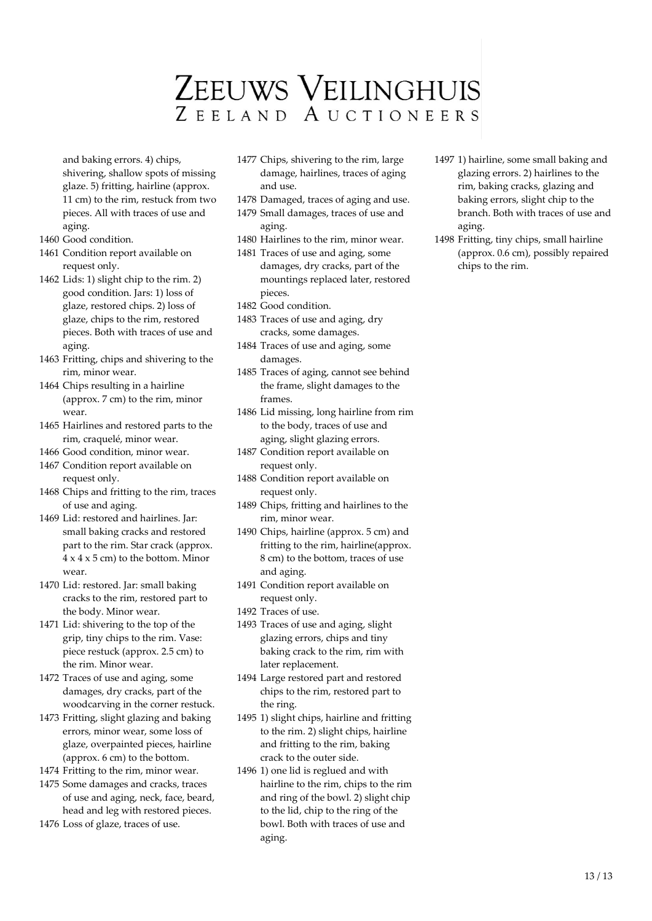and baking errors. 4) chips, shivering, shallow spots of missing glaze. 5) fritting, hairline (approx. 11 cm) to the rim, restuck from two pieces. All with traces of use and aging.

1460 Good condition.

1461 Condition report available on request only.

1462 Lids: 1) slight chip to the rim. 2) good condition. Jars: 1) loss of glaze, restored chips. 2) loss of glaze, chips to the rim, restored pieces. Both with traces of use and aging.

1463 Fritting, chips and shivering to the rim, minor wear.

1464 Chips resulting in a hairline (approx. 7 cm) to the rim, minor wear.

1465 Hairlines and restored parts to the rim, craquelé, minor wear.

1466 Good condition, minor wear.

1467 Condition report available on request only.

1468 Chips and fritting to the rim, traces of use and aging.

1469 Lid: restored and hairlines. Jar: small baking cracks and restored part to the rim. Star crack (approx. 4 x 4 x 5 cm) to the bottom. Minor wear.

1470 Lid: restored. Jar: small baking cracks to the rim, restored part to the body. Minor wear.

1471 Lid: shivering to the top of the grip, tiny chips to the rim. Vase: piece restuck (approx. 2.5 cm) to the rim. Minor wear.

1472 Traces of use and aging, some damages, dry cracks, part of the woodcarving in the corner restuck.

1473 Fritting, slight glazing and baking errors, minor wear, some loss of glaze, overpainted pieces, hairline (approx. 6 cm) to the bottom.

1474 Fritting to the rim, minor wear.

1475 Some damages and cracks, traces of use and aging, neck, face, beard, head and leg with restored pieces.

1476 Loss of glaze, traces of use.

1477 Chips, shivering to the rim, large damage, hairlines, traces of aging and use.

1478 Damaged, traces of aging and use.

1479 Small damages, traces of use and aging.

1480 Hairlines to the rim, minor wear.

1481 Traces of use and aging, some damages, dry cracks, part of the mountings replaced later, restored pieces.

1482 Good condition.

1483 Traces of use and aging, dry cracks, some damages.

1484 Traces of use and aging, some damages.

1485 Traces of aging, cannot see behind the frame, slight damages to the frames.

1486 Lid missing, long hairline from rim to the body, traces of use and aging, slight glazing errors.

1487 Condition report available on request only.

1488 Condition report available on request only.

1489 Chips, fritting and hairlines to the rim, minor wear.

1490 Chips, hairline (approx. 5 cm) and fritting to the rim, hairline(approx. 8 cm) to the bottom, traces of use and aging.

1491 Condition report available on request only.

1492 Traces of use.

1493 Traces of use and aging, slight glazing errors, chips and tiny baking crack to the rim, rim with later replacement.

1494 Large restored part and restored chips to the rim, restored part to the ring.

1495 1) slight chips, hairline and fritting to the rim. 2) slight chips, hairline and fritting to the rim, baking crack to the outer side.

1496 1) one lid is reglued and with hairline to the rim, chips to the rim and ring of the bowl. 2) slight chip to the lid, chip to the ring of the bowl. Both with traces of use and aging.

1497 1) hairline, some small baking and glazing errors. 2) hairlines to the rim, baking cracks, glazing and baking errors, slight chip to the branch. Both with traces of use and aging.

1498 Fritting, tiny chips, small hairline (approx. 0.6 cm), possibly repaired chips to the rim.